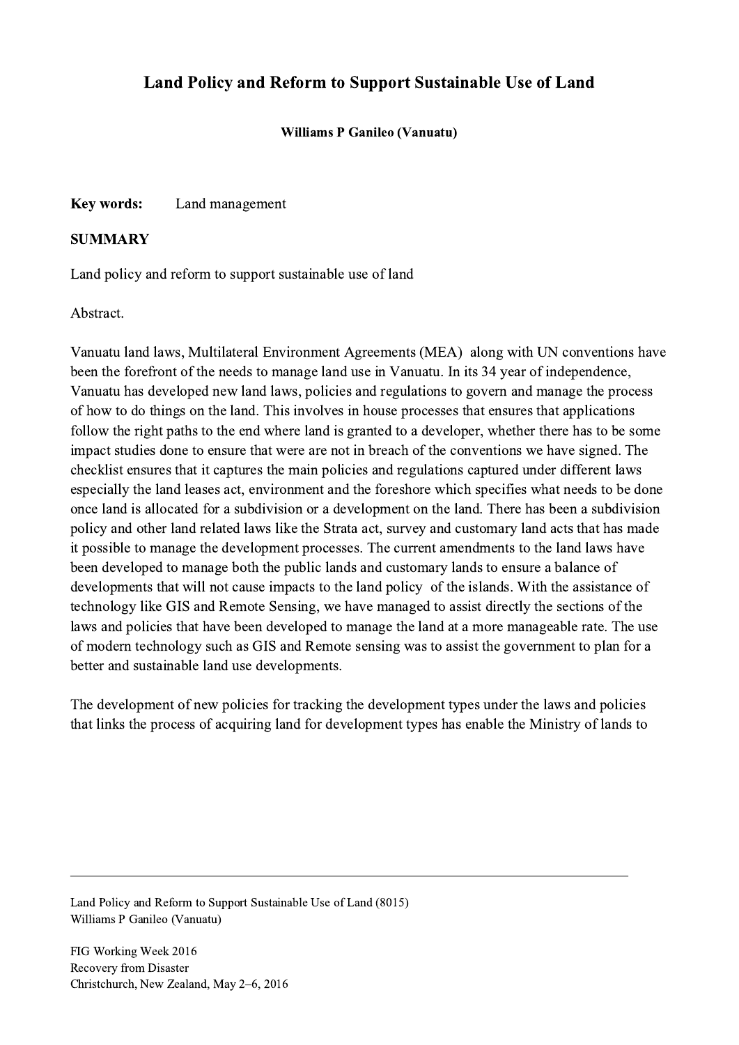# Land Policy and Reform to Support Sustainable Use of Land

**Williams P Ganileo (Vanuatu)**

**Key words:** Land management

**SUMMARY**

Land policy and reform to support sustainable use of land

Abstract.

Vanuatu land laws, Multilateral Environment Agreements (MEA) along with UN conventions have been the forefront of the needs to manage land use in Vanuatu. In its 34 year of independence, Vanuatu has developed new land laws, policies and regulations to govern and manage the process of how to do things on the land. This involves in house processes that ensures that applications follow the right paths to the end where land is granted to a developer, whether there has to be some impact studies done to ensure that were are not in breach of the conventions we have signed. The checklist ensures that it captures the main policies and regulations captured under different laws especially the land leases act, environment and the foreshore which specifies what needs to be done once land is allocated for a subdivision or a development on the land. There has been a subdivision policy and other land related laws like the Strata act, survey and customary land acts that has made it possible to manage the development processes. The current amendments to the land laws have been developed to manage both the public lands and customary lands to ensure a balance of developments that will not cause impacts to the land policy of the islands. With the assistance of technology like GIS and Remote Sensing, we have managed to assist directly the sections of the laws and policies that have been developed to manage the land at a more manageable rate. The use of modern technology such as GIS and Remote sensing was to assist the government to plan for a better and sustainable land use developments.

The development of new policies for tracking the development types under the laws and policies that links the process of acquiring land for development types has enable the Ministry of lands to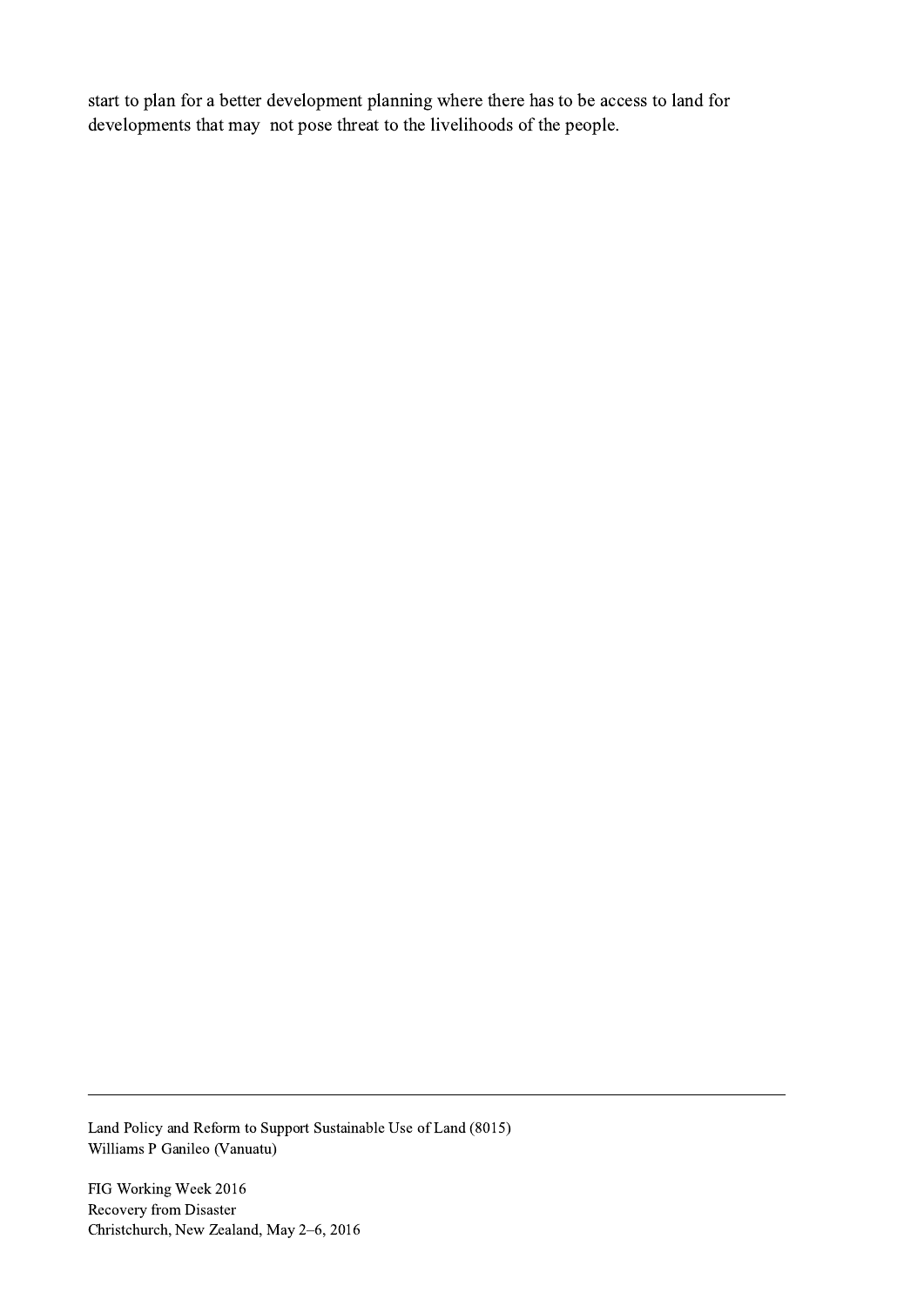start to plan for a better development planning where there has to be access to land for developments that may not pose threat to the livelihoods of the people.